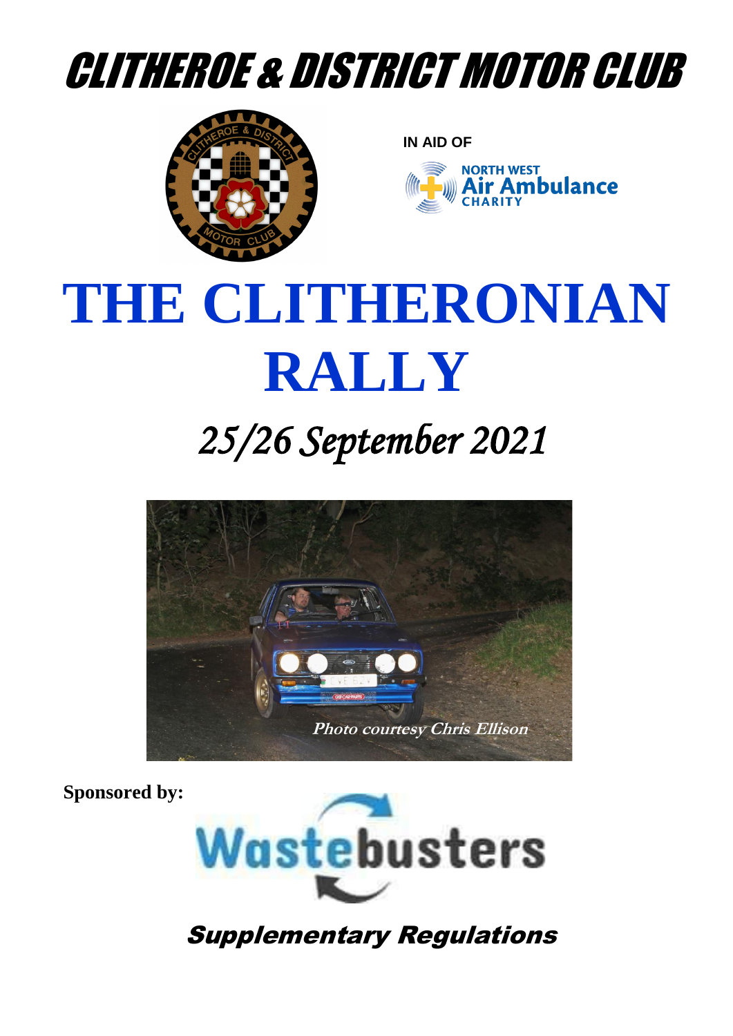# CLITHEROE & DISTRICT MOTOR CLUB

IN AID OF

NORTH WEST Air Ambulance CHARITY

# THE CLITHERONIAN RALLY

## *25/26 September 2021*

***Photo courtesy Chris Ellison***

**Sponsored by:**

Wastebusters

## *Supplementary Regulations*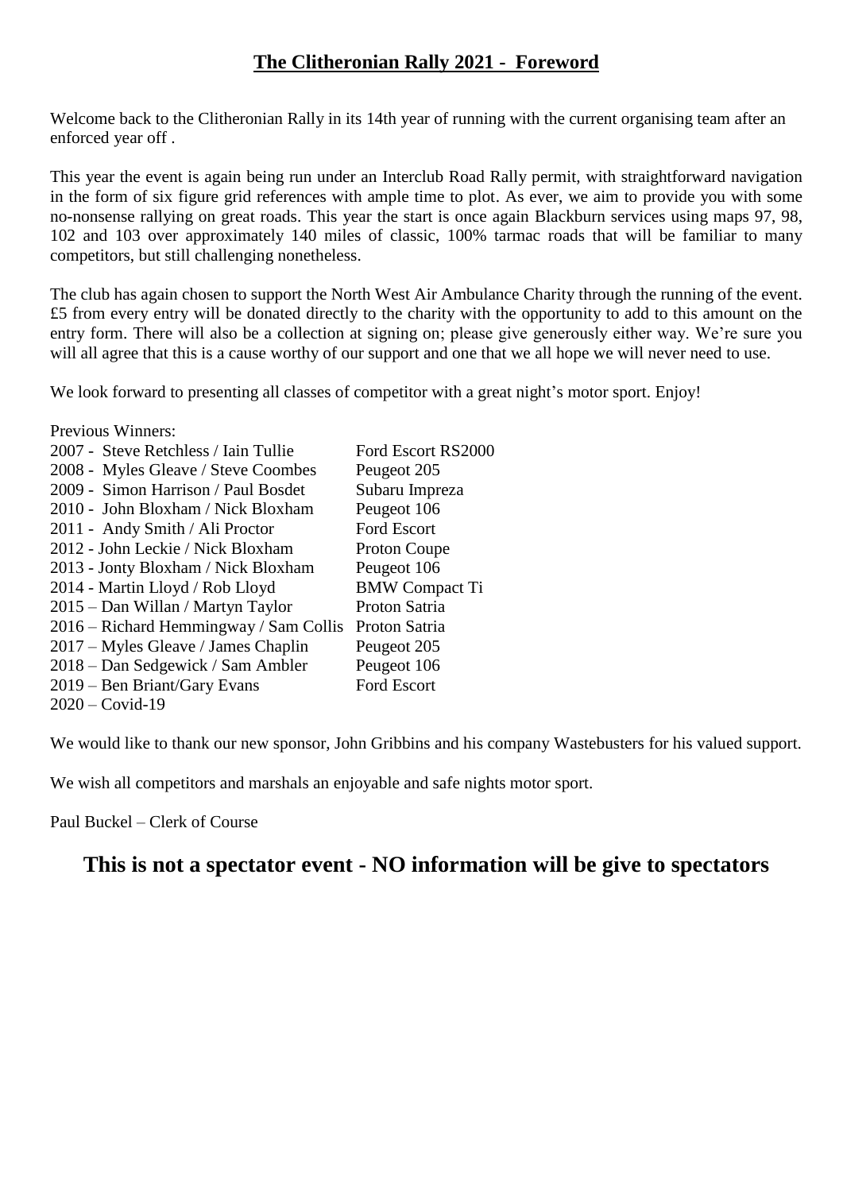## **The Clitheronian Rally 2021 - Foreword**

Welcome back to the Clitheronian Rally in its 14th year of running with the current organising team after an enforced year off .

This year the event is again being run under an Interclub Road Rally permit, with straightforward navigation in the form of six figure grid references with ample time to plot. As ever, we aim to provide you with some no-nonsense rallying on great roads. This year the start is once again Blackburn services using maps 97, 98, 102 and 103 over approximately 140 miles of classic, 100% tarmac roads that will be familiar to many competitors, but still challenging nonetheless.

The club has again chosen to support the North West Air Ambulance Charity through the running of the event. £5 from every entry will be donated directly to the charity with the opportunity to add to this amount on the entry form. There will also be a collection at signing on; please give generously either way. We're sure you will all agree that this is a cause worthy of our support and one that we all hope we will never need to use.

We look forward to presenting all classes of competitor with a great night's motor sport. Enjoy!

Previous Winners:

| | |
|---|---|
| 2007 - Steve Retchless / Iain Tullie | Ford Escort RS2000 |
| 2008 - Myles Gleave / Steve Coombes | Peugeot 205 |
| 2009 - Simon Harrison / Paul Bosdet | Subaru Impreza |
| 2010 - John Bloxham / Nick Bloxham | Peugeot 106 |
| 2011 - Andy Smith / Ali Proctor | Ford Escort |
| 2012 - John Leckie / Nick Bloxham | Proton Coupe |
| 2013 - Jonty Bloxham / Nick Bloxham | Peugeot 106 |
| 2014 - Martin Lloyd / Rob Lloyd | BMW Compact Ti |
| 2015 – Dan Willan / Martyn Taylor | Proton Satria |
| 2016 – Richard Hemmingway / Sam Collis | Proton Satria |
| 2017 – Myles Gleave / James Chaplin | Peugeot 205 |
| 2018 – Dan Sedgewick / Sam Ambler | Peugeot 106 |
| 2019 – Ben Briant/Gary Evans | Ford Escort |
| 2020 – Covid-19 | |

We would like to thank our new sponsor, John Gribbins and his company Wastebusters for his valued support.

We wish all competitors and marshals an enjoyable and safe nights motor sport.

Paul Buckel – Clerk of Course

## **This is not a spectator event - NO information will be give to spectators**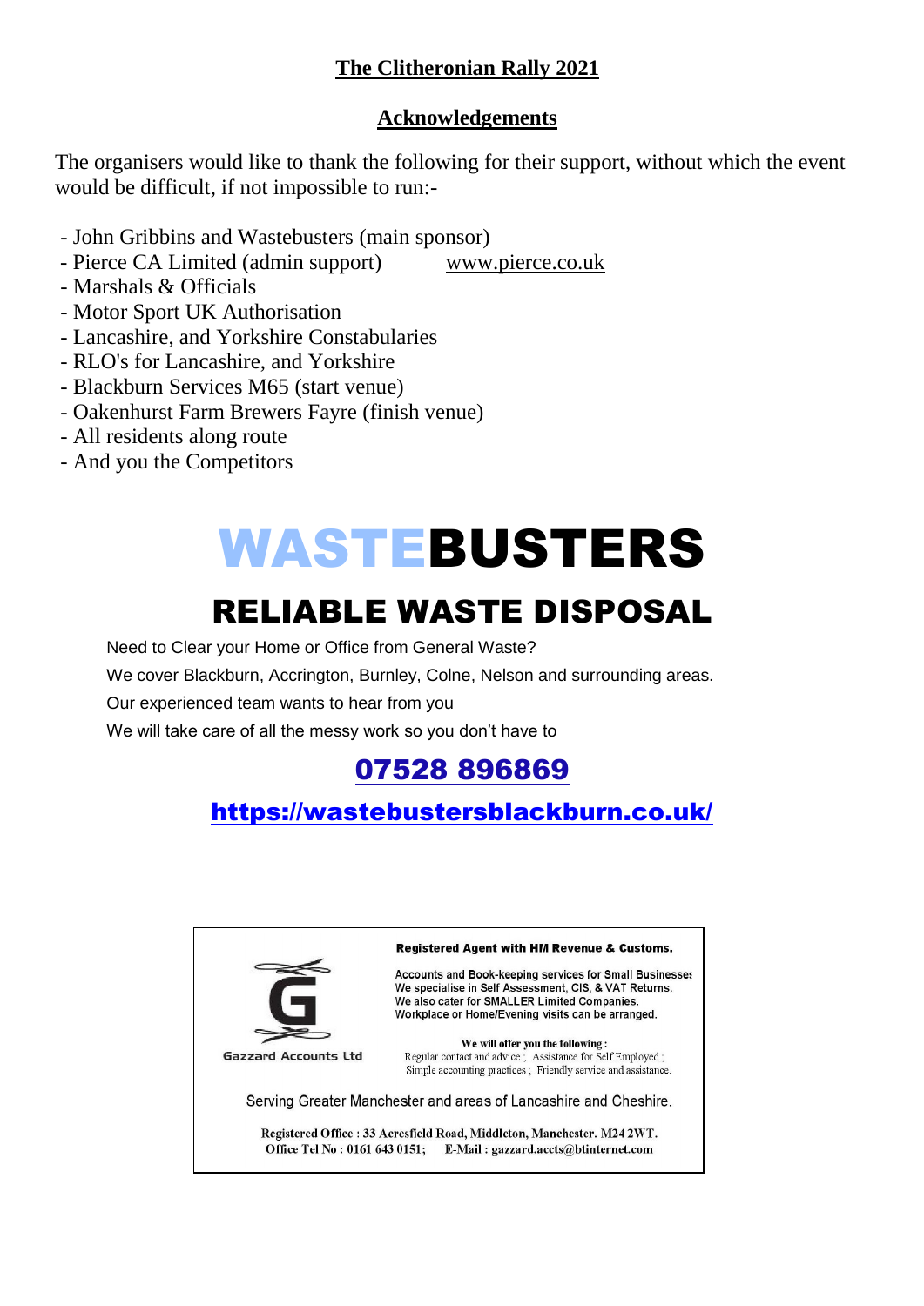## The Clitheronian Rally 2021

### Acknowledgements

The organisers would like to thank the following for their support, without which the event would be difficult, if not impossible to run:-

- John Gribbins and Wastebusters (main sponsor)
- Pierce CA Limited (admin support) www.pierce.co.uk
- Marshals & Officials
- Motor Sport UK Authorisation
- Lancashire, and Yorkshire Constabularies
- RLO's for Lancashire, and Yorkshire
- Blackburn Services M65 (start venue)
- Oakenhurst Farm Brewers Fayre (finish venue)
- All residents along route
- And you the Competitors

# WASTEBUSTERS

## RELIABLE WASTE DISPOSAL

Need to Clear your Home or Office from General Waste?

We cover Blackburn, Accrington, Burnley, Colne, Nelson and surrounding areas.

Our experienced team wants to hear from you

We will take care of all the messy work so you don't have to

**07528 896869**

**https://wastebustersblackburn.co.uk/**

---

Gazzard Accounts Ltd

**Registered Agent with HM Revenue & Customs.**

Accounts and Book-keeping services for Small Businesses
We specialise in Self Assessment, CIS, & VAT Returns.
We also cater for SMALLER Limited Companies.
Workplace or Home/Evening visits can be arranged.

**We will offer you the following :**
Regular contact and advice ; Assistance for Self Employed ;
Simple accounting practices ; Friendly service and assistance.

Serving Greater Manchester and areas of Lancashire and Cheshire.

**Registered Office : 33 Acresfield Road, Middleton, Manchester. M24 2WT.**
**Office Tel No : 0161 643 0151; E-Mail : gazzard.accts@btinternet.com**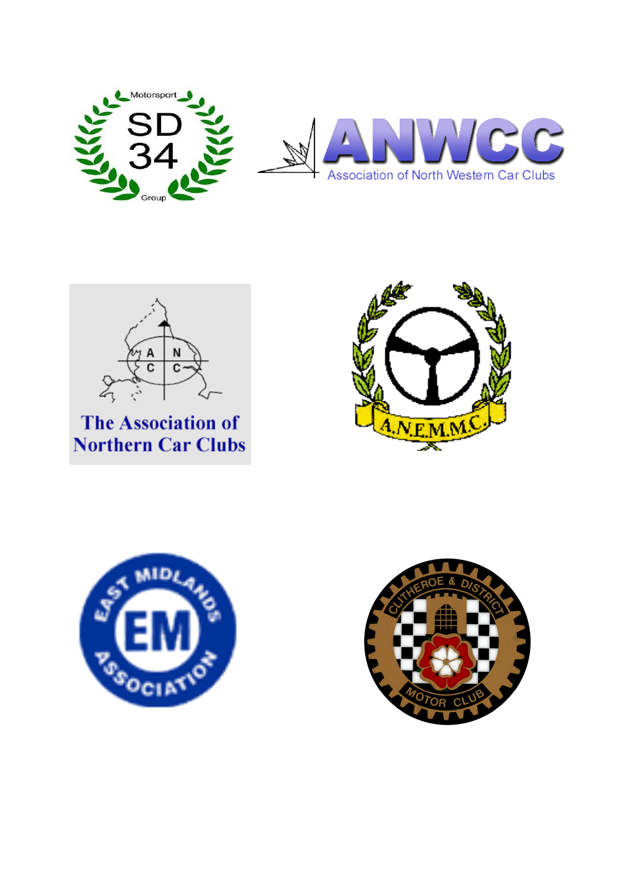Motorsport SD 34 Group

ANWCC
Association of North Western Car Clubs

The Association of Northern Car Clubs

A.N.E.M.M.C.

East Midlands Association

Clitheroe & District Motor Club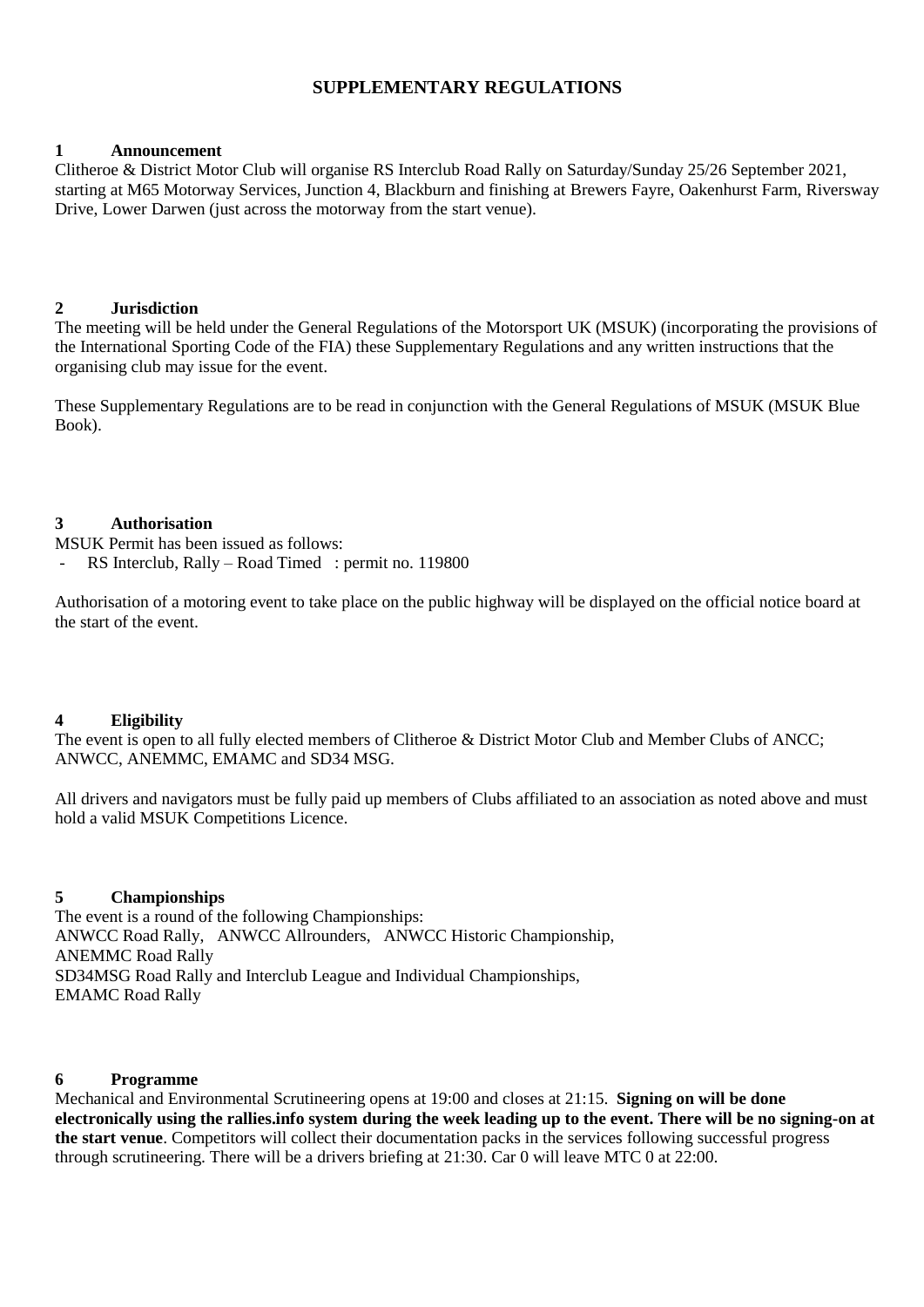# SUPPLEMENTARY REGULATIONS

## 1 Announcement

Clitheroe & District Motor Club will organise RS Interclub Road Rally on Saturday/Sunday 25/26 September 2021, starting at M65 Motorway Services, Junction 4, Blackburn and finishing at Brewers Fayre, Oakenhurst Farm, Riversway Drive, Lower Darwen (just across the motorway from the start venue).

## 2 Jurisdiction

The meeting will be held under the General Regulations of the Motorsport UK (MSUK) (incorporating the provisions of the International Sporting Code of the FIA) these Supplementary Regulations and any written instructions that the organising club may issue for the event.

These Supplementary Regulations are to be read in conjunction with the General Regulations of MSUK (MSUK Blue Book).

## 3 Authorisation

MSUK Permit has been issued as follows:

- RS Interclub, Rally – Road Timed : permit no. 119800

Authorisation of a motoring event to take place on the public highway will be displayed on the official notice board at the start of the event.

## 4 Eligibility

The event is open to all fully elected members of Clitheroe & District Motor Club and Member Clubs of ANCC; ANWCC, ANEMMC, EMAMC and SD34 MSG.

All drivers and navigators must be fully paid up members of Clubs affiliated to an association as noted above and must hold a valid MSUK Competitions Licence.

## 5 Championships

The event is a round of the following Championships:
ANWCC Road Rally, ANWCC Allrounders, ANWCC Historic Championship,
ANEMMC Road Rally
SD34MSG Road Rally and Interclub League and Individual Championships,
EMAMC Road Rally

## 6 Programme

Mechanical and Environmental Scrutineering opens at 19:00 and closes at 21:15. **Signing on will be done electronically using the rallies.info system during the week leading up to the event. There will be no signing-on at the start venue**. Competitors will collect their documentation packs in the services following successful progress through scrutineering. There will be a drivers briefing at 21:30. Car 0 will leave MTC 0 at 22:00.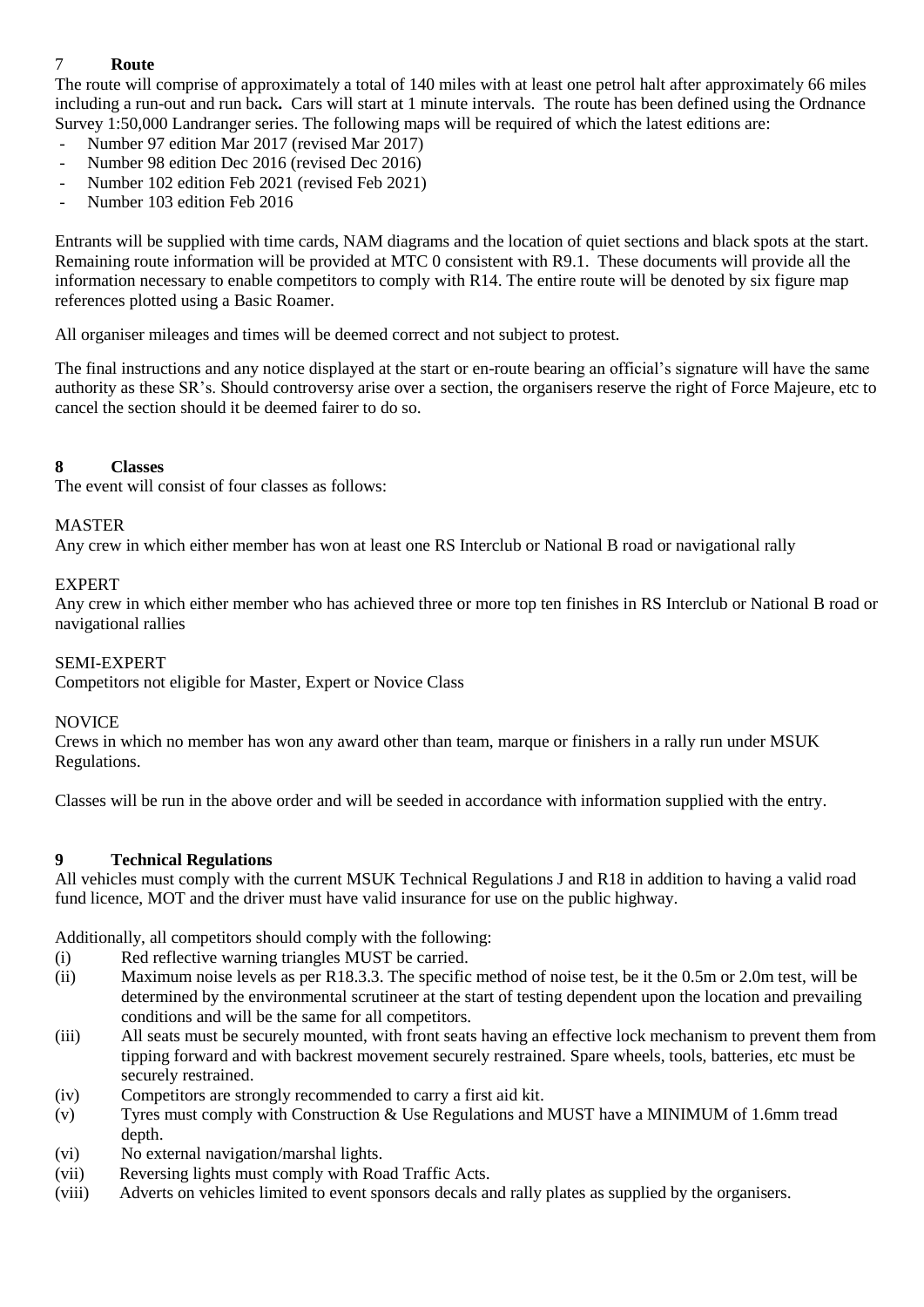## 7 Route

The route will comprise of approximately a total of 140 miles with at least one petrol halt after approximately 66 miles including a run-out and run back**.** Cars will start at 1 minute intervals. The route has been defined using the Ordnance Survey 1:50,000 Landranger series. The following maps will be required of which the latest editions are:

- Number 97 edition Mar 2017 (revised Mar 2017)
- Number 98 edition Dec 2016 (revised Dec 2016)
- Number 102 edition Feb 2021 (revised Feb 2021)
- Number 103 edition Feb 2016

Entrants will be supplied with time cards, NAM diagrams and the location of quiet sections and black spots at the start. Remaining route information will be provided at MTC 0 consistent with R9.1. These documents will provide all the information necessary to enable competitors to comply with R14. The entire route will be denoted by six figure map references plotted using a Basic Roamer.

All organiser mileages and times will be deemed correct and not subject to protest.

The final instructions and any notice displayed at the start or en-route bearing an official's signature will have the same authority as these SR's. Should controversy arise over a section, the organisers reserve the right of Force Majeure, etc to cancel the section should it be deemed fairer to do so.

## 8 Classes

The event will consist of four classes as follows:

MASTER

Any crew in which either member has won at least one RS Interclub or National B road or navigational rally

EXPERT

Any crew in which either member who has achieved three or more top ten finishes in RS Interclub or National B road or navigational rallies

SEMI-EXPERT

Competitors not eligible for Master, Expert or Novice Class

NOVICE

Crews in which no member has won any award other than team, marque or finishers in a rally run under MSUK Regulations.

Classes will be run in the above order and will be seeded in accordance with information supplied with the entry.

## 9 Technical Regulations

All vehicles must comply with the current MSUK Technical Regulations J and R18 in addition to having a valid road fund licence, MOT and the driver must have valid insurance for use on the public highway.

Additionally, all competitors should comply with the following:

(i) Red reflective warning triangles MUST be carried.

(ii) Maximum noise levels as per R18.3.3. The specific method of noise test, be it the 0.5m or 2.0m test, will be determined by the environmental scrutineer at the start of testing dependent upon the location and prevailing conditions and will be the same for all competitors.

(iii) All seats must be securely mounted, with front seats having an effective lock mechanism to prevent them from tipping forward and with backrest movement securely restrained. Spare wheels, tools, batteries, etc must be securely restrained.

(iv) Competitors are strongly recommended to carry a first aid kit.

(v) Tyres must comply with Construction & Use Regulations and MUST have a MINIMUM of 1.6mm tread depth.

(vi) No external navigation/marshal lights.

(vii) Reversing lights must comply with Road Traffic Acts.

(viii) Adverts on vehicles limited to event sponsors decals and rally plates as supplied by the organisers.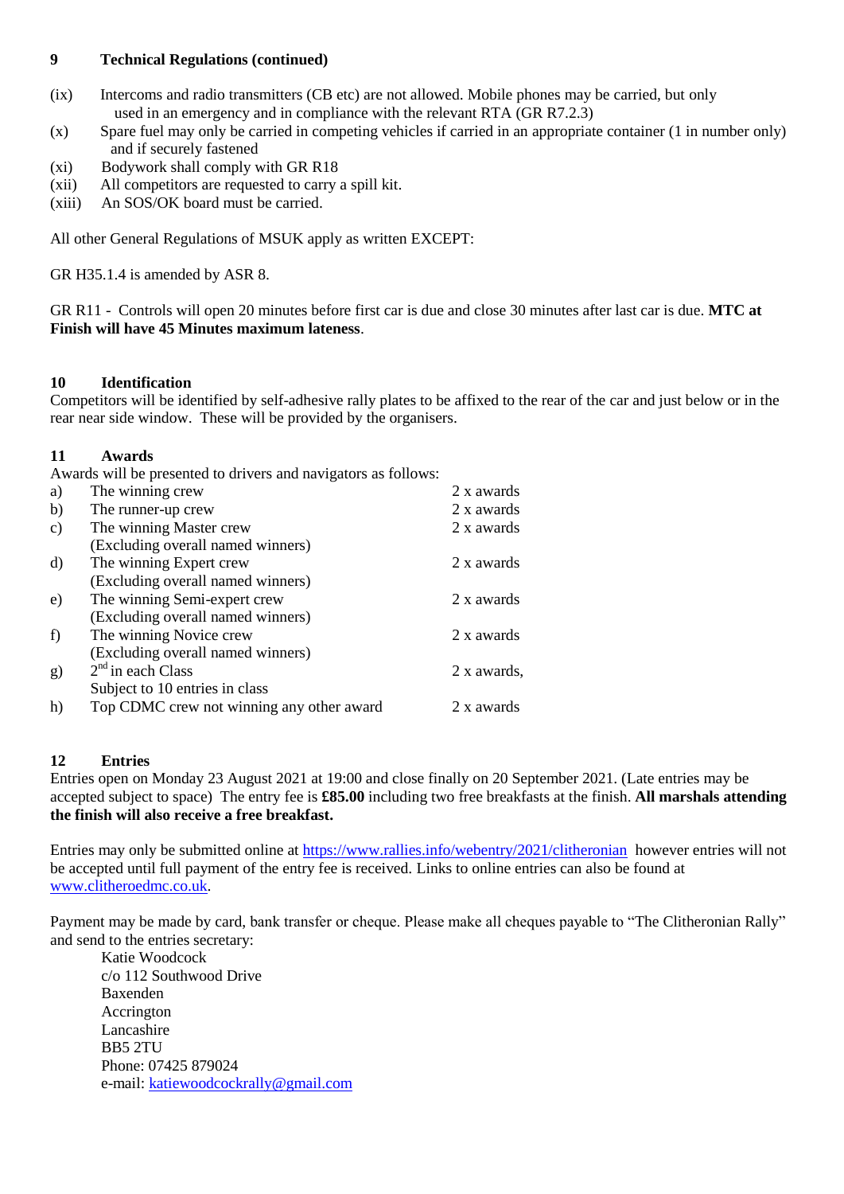## 9 Technical Regulations (continued)

(ix) Intercoms and radio transmitters (CB etc) are not allowed. Mobile phones may be carried, but only used in an emergency and in compliance with the relevant RTA (GR R7.2.3)

(x) Spare fuel may only be carried in competing vehicles if carried in an appropriate container (1 in number only) and if securely fastened

(xi) Bodywork shall comply with GR R18

(xii) All competitors are requested to carry a spill kit.

(xiii) An SOS/OK board must be carried.

All other General Regulations of MSUK apply as written EXCEPT:

GR H35.1.4 is amended by ASR 8.

GR R11 - Controls will open 20 minutes before first car is due and close 30 minutes after last car is due. **MTC at Finish will have 45 Minutes maximum lateness**.

## 10 Identification

Competitors will be identified by self-adhesive rally plates to be affixed to the rear of the car and just below or in the rear near side window. These will be provided by the organisers.

## 11 Awards

Awards will be presented to drivers and navigators as follows:

| | | |
|---|---|---|
| a) | The winning crew | 2 x awards |
| b) | The runner-up crew | 2 x awards |
| c) | The winning Master crew (Excluding overall named winners) | 2 x awards |
| d) | The winning Expert crew (Excluding overall named winners) | 2 x awards |
| e) | The winning Semi-expert crew (Excluding overall named winners) | 2 x awards |
| f) | The winning Novice crew (Excluding overall named winners) | 2 x awards |
| g) | 2nd in each Class Subject to 10 entries in class | 2 x awards, |
| h) | Top CDMC crew not winning any other award | 2 x awards |

## 12 Entries

Entries open on Monday 23 August 2021 at 19:00 and close finally on 20 September 2021. (Late entries may be accepted subject to space) The entry fee is **£85.00** including two free breakfasts at the finish. **All marshals attending the finish will also receive a free breakfast.**

Entries may only be submitted online at https://www.rallies.info/webentry/2021/clitheronian however entries will not be accepted until full payment of the entry fee is received. Links to online entries can also be found at www.clitheroedmc.co.uk.

Payment may be made by card, bank transfer or cheque. Please make all cheques payable to "The Clitheronian Rally" and send to the entries secretary:

Katie Woodcock
c/o 112 Southwood Drive
Baxenden
Accrington
Lancashire
BB5 2TU
Phone: 07425 879024
e-mail: katiewoodcockrally@gmail.com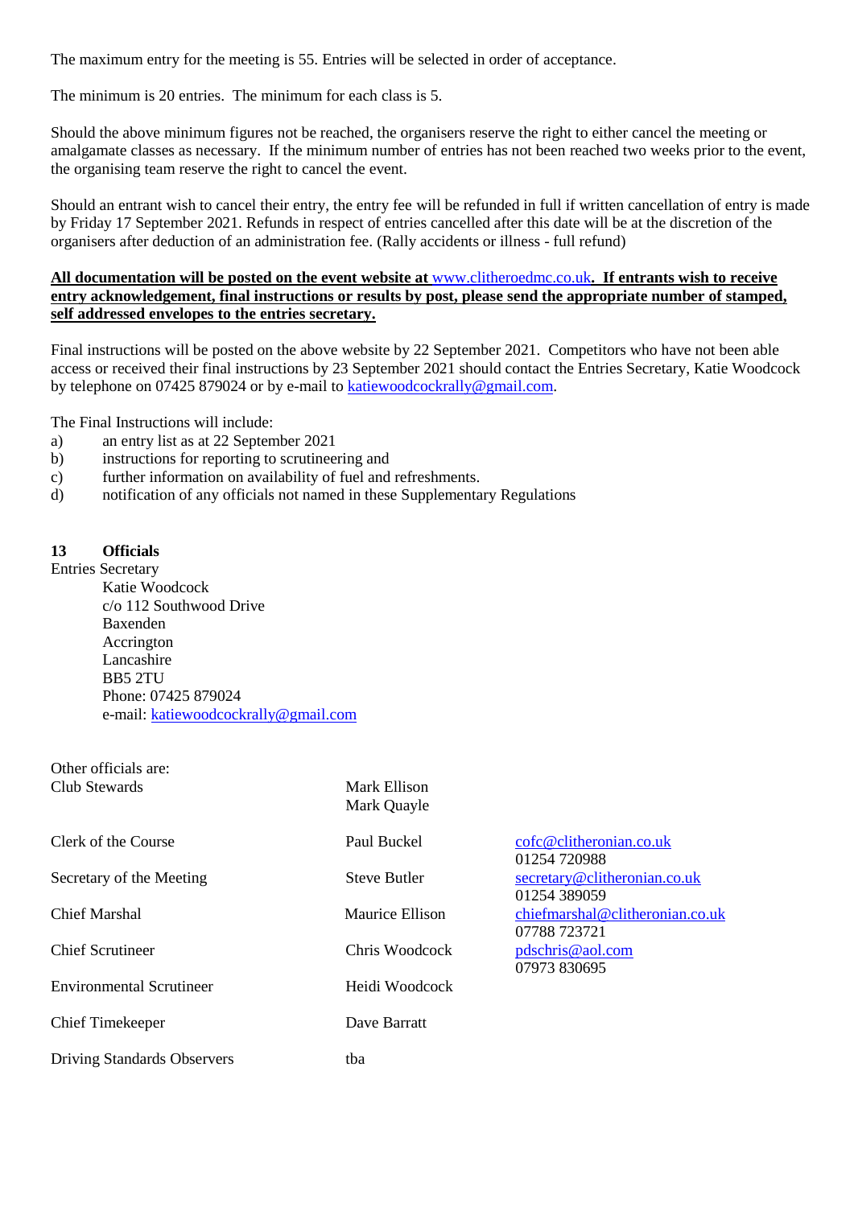The maximum entry for the meeting is 55. Entries will be selected in order of acceptance.

The minimum is 20 entries. The minimum for each class is 5.

Should the above minimum figures not be reached, the organisers reserve the right to either cancel the meeting or amalgamate classes as necessary. If the minimum number of entries has not been reached two weeks prior to the event, the organising team reserve the right to cancel the event.

Should an entrant wish to cancel their entry, the entry fee will be refunded in full if written cancellation of entry is made by Friday 17 September 2021. Refunds in respect of entries cancelled after this date will be at the discretion of the organisers after deduction of an administration fee. (Rally accidents or illness - full refund)

**All documentation will be posted on the event website at www.clitheroedmc.co.uk. If entrants wish to receive entry acknowledgement, final instructions or results by post, please send the appropriate number of stamped, self addressed envelopes to the entries secretary.**

Final instructions will be posted on the above website by 22 September 2021. Competitors who have not been able access or received their final instructions by 23 September 2021 should contact the Entries Secretary, Katie Woodcock by telephone on 07425 879024 or by e-mail to katiewoodcockrally@gmail.com.

The Final Instructions will include:

a) an entry list as at 22 September 2021
b) instructions for reporting to scrutineering and
c) further information on availability of fuel and refreshments.
d) notification of any officials not named in these Supplementary Regulations

### 13 Officials

Entries Secretary

Katie Woodcock
c/o 112 Southwood Drive
Baxenden
Accrington
Lancashire
BB5 2TU
Phone: 07425 879024
e-mail: katiewoodcockrally@gmail.com

Other officials are:

| | | |
|---|---|---|
| Club Stewards | Mark Ellison<br>Mark Quayle | |
| Clerk of the Course | Paul Buckel | cofc@clitheronian.co.uk<br>01254 720988 |
| Secretary of the Meeting | Steve Butler | secretary@clitheronian.co.uk<br>01254 389059 |
| Chief Marshal | Maurice Ellison | chiefmarshal@clitheronian.co.uk<br>07788 723721 |
| Chief Scrutineer | Chris Woodcock | pdschris@aol.com<br>07973 830695 |
| Environmental Scrutineer | Heidi Woodcock | |
| Chief Timekeeper | Dave Barratt | |
| Driving Standards Observers | tba | |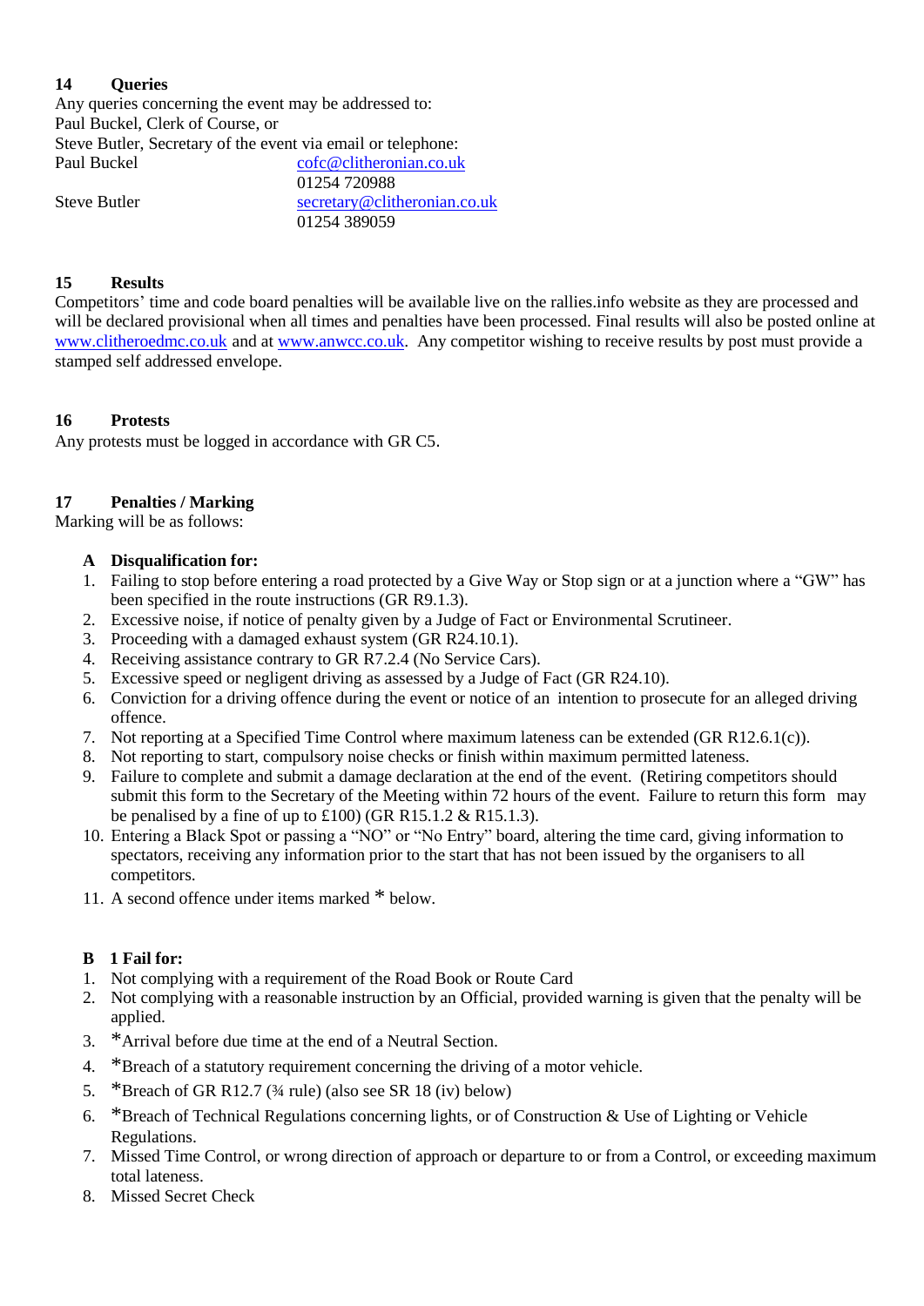## 14 Queries

Any queries concerning the event may be addressed to:
Paul Buckel, Clerk of Course, or
Steve Butler, Secretary of the event via email or telephone:

| | |
|---|---|
| Paul Buckel | cofc@clitheronian.co.uk |
| | 01254 720988 |
| Steve Butler | secretary@clitheronian.co.uk |
| | 01254 389059 |

## 15 Results

Competitors' time and code board penalties will be available live on the rallies.info website as they are processed and will be declared provisional when all times and penalties have been processed. Final results will also be posted online at www.clitheroedmc.co.uk and at www.anwcc.co.uk. Any competitor wishing to receive results by post must provide a stamped self addressed envelope.

## 16 Protests

Any protests must be logged in accordance with GR C5.

## 17 Penalties / Marking

Marking will be as follows:

### A Disqualification for:

1. Failing to stop before entering a road protected by a Give Way or Stop sign or at a junction where a "GW" has been specified in the route instructions (GR R9.1.3).
2. Excessive noise, if notice of penalty given by a Judge of Fact or Environmental Scrutineer.
3. Proceeding with a damaged exhaust system (GR R24.10.1).
4. Receiving assistance contrary to GR R7.2.4 (No Service Cars).
5. Excessive speed or negligent driving as assessed by a Judge of Fact (GR R24.10).
6. Conviction for a driving offence during the event or notice of an intention to prosecute for an alleged driving offence.
7. Not reporting at a Specified Time Control where maximum lateness can be extended (GR R12.6.1(c)).
8. Not reporting to start, compulsory noise checks or finish within maximum permitted lateness.
9. Failure to complete and submit a damage declaration at the end of the event. (Retiring competitors should submit this form to the Secretary of the Meeting within 72 hours of the event. Failure to return this form may be penalised by a fine of up to £100) (GR R15.1.2 & R15.1.3).
10. Entering a Black Spot or passing a "NO" or "No Entry" board, altering the time card, giving information to spectators, receiving any information prior to the start that has not been issued by the organisers to all competitors.
11. A second offence under items marked * below.

### B 1 Fail for:

1. Not complying with a requirement of the Road Book or Route Card
2. Not complying with a reasonable instruction by an Official, provided warning is given that the penalty will be applied.
3. *Arrival before due time at the end of a Neutral Section.
4. *Breach of a statutory requirement concerning the driving of a motor vehicle.
5. *Breach of GR R12.7 (¾ rule) (also see SR 18 (iv) below)
6. *Breach of Technical Regulations concerning lights, or of Construction & Use of Lighting or Vehicle Regulations.
7. Missed Time Control, or wrong direction of approach or departure to or from a Control, or exceeding maximum total lateness.
8. Missed Secret Check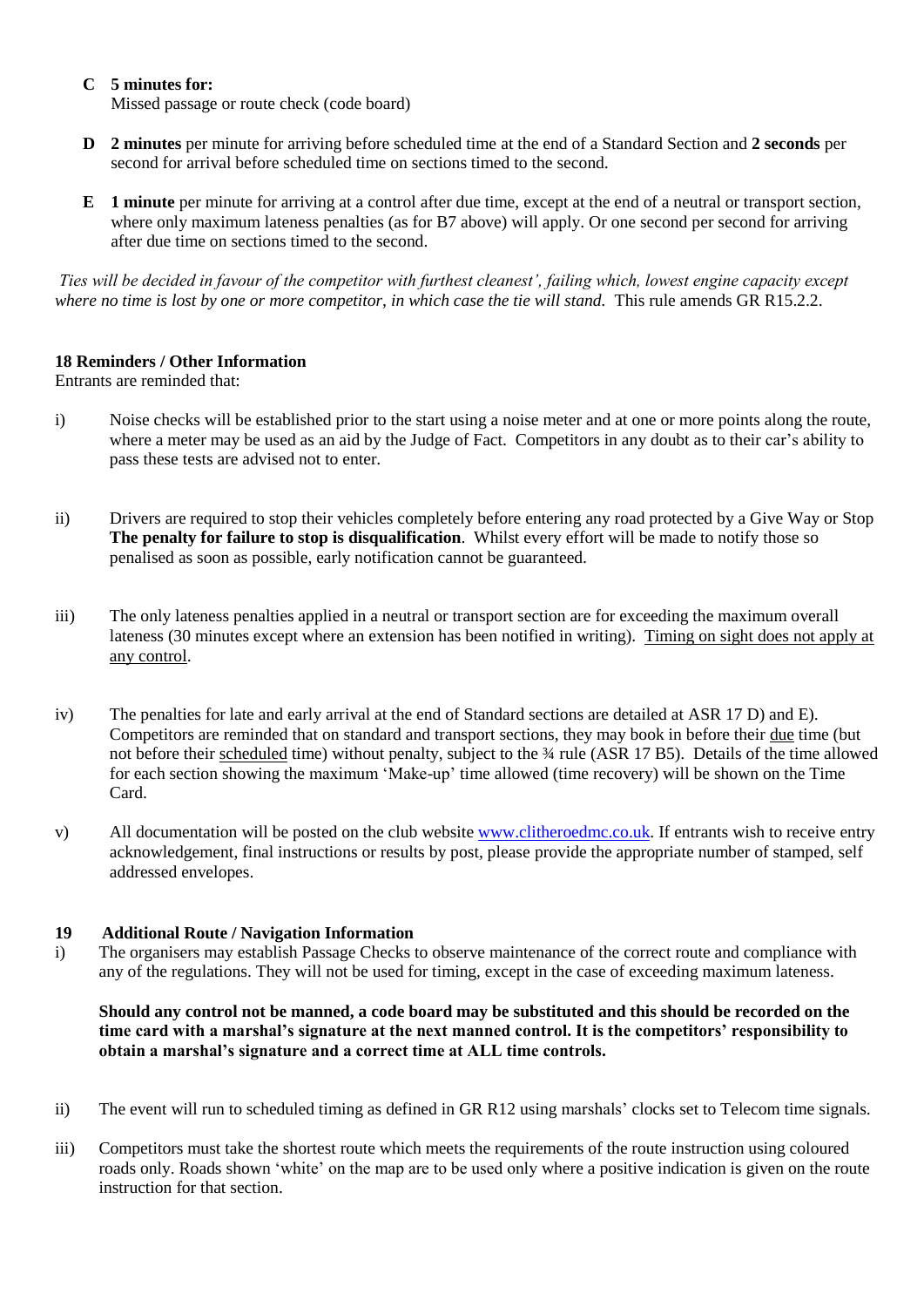**C 5 minutes for:**
Missed passage or route check (code board)

**D 2 minutes** per minute for arriving before scheduled time at the end of a Standard Section and **2 seconds** per second for arrival before scheduled time on sections timed to the second.

**E 1 minute** per minute for arriving at a control after due time, except at the end of a neutral or transport section, where only maximum lateness penalties (as for B7 above) will apply. Or one second per second for arriving after due time on sections timed to the second.

*Ties will be decided in favour of the competitor with furthest cleanest', failing which, lowest engine capacity except where no time is lost by one or more competitor, in which case the tie will stand.* This rule amends GR R15.2.2.

### 18 Reminders / Other Information

Entrants are reminded that:

i) Noise checks will be established prior to the start using a noise meter and at one or more points along the route, where a meter may be used as an aid by the Judge of Fact. Competitors in any doubt as to their car's ability to pass these tests are advised not to enter.

ii) Drivers are required to stop their vehicles completely before entering any road protected by a Give Way or Stop **The penalty for failure to stop is disqualification**. Whilst every effort will be made to notify those so penalised as soon as possible, early notification cannot be guaranteed.

iii) The only lateness penalties applied in a neutral or transport section are for exceeding the maximum overall lateness (30 minutes except where an extension has been notified in writing). Timing on sight does not apply at any control.

iv) The penalties for late and early arrival at the end of Standard sections are detailed at ASR 17 D) and E). Competitors are reminded that on standard and transport sections, they may book in before their due time (but not before their scheduled time) without penalty, subject to the ¾ rule (ASR 17 B5). Details of the time allowed for each section showing the maximum 'Make-up' time allowed (time recovery) will be shown on the Time Card.

v) All documentation will be posted on the club website www.clitheroedmc.co.uk. If entrants wish to receive entry acknowledgement, final instructions or results by post, please provide the appropriate number of stamped, self addressed envelopes.

### 19 Additional Route / Navigation Information

i) The organisers may establish Passage Checks to observe maintenance of the correct route and compliance with any of the regulations. They will not be used for timing, except in the case of exceeding maximum lateness.

**Should any control not be manned, a code board may be substituted and this should be recorded on the time card with a marshal's signature at the next manned control. It is the competitors' responsibility to obtain a marshal's signature and a correct time at ALL time controls.**

ii) The event will run to scheduled timing as defined in GR R12 using marshals' clocks set to Telecom time signals.

iii) Competitors must take the shortest route which meets the requirements of the route instruction using coloured roads only. Roads shown 'white' on the map are to be used only where a positive indication is given on the route instruction for that section.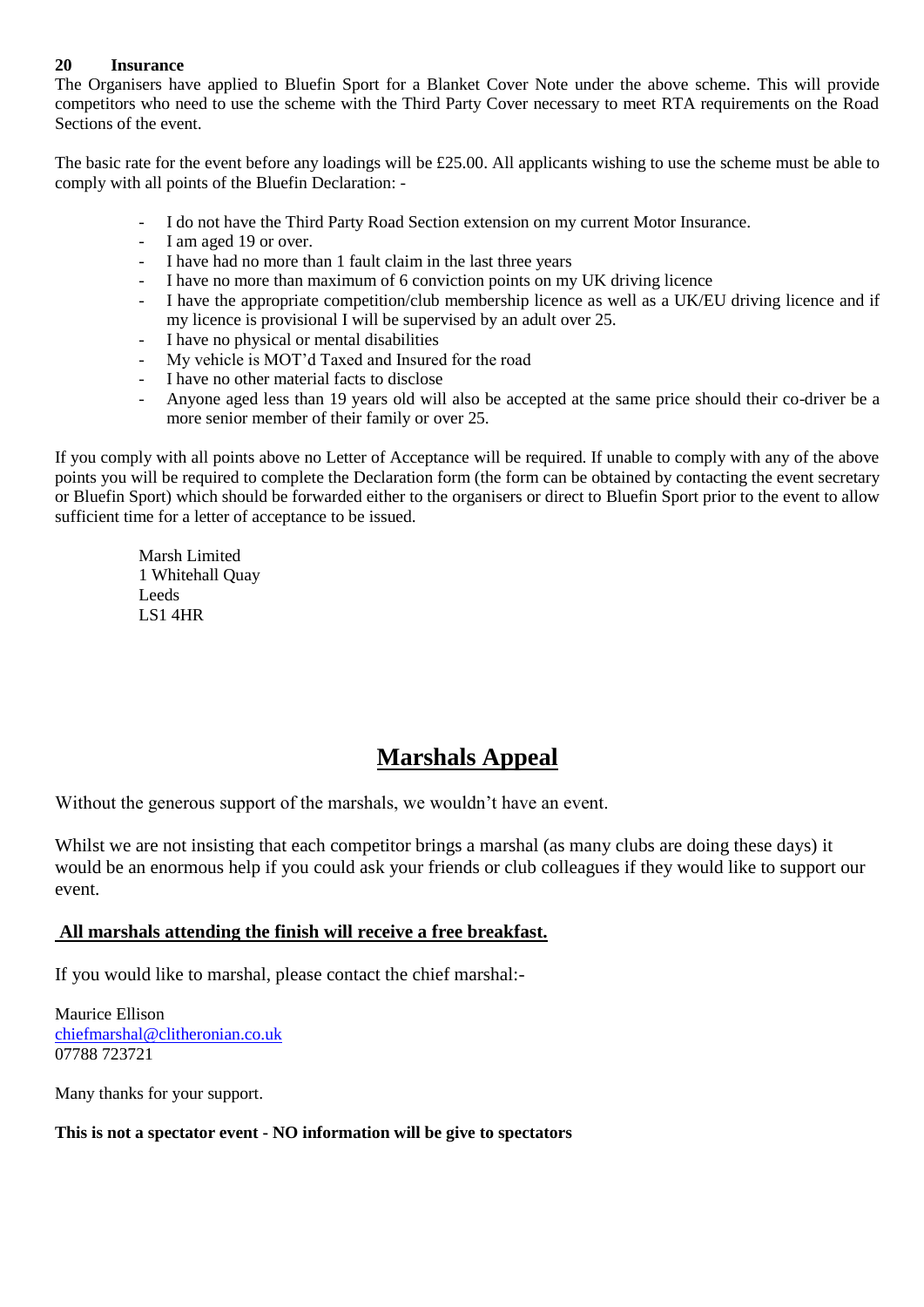## 20 Insurance

The Organisers have applied to Bluefin Sport for a Blanket Cover Note under the above scheme. This will provide competitors who need to use the scheme with the Third Party Cover necessary to meet RTA requirements on the Road Sections of the event.

The basic rate for the event before any loadings will be £25.00. All applicants wishing to use the scheme must be able to comply with all points of the Bluefin Declaration: -

- I do not have the Third Party Road Section extension on my current Motor Insurance.
- I am aged 19 or over.
- I have had no more than 1 fault claim in the last three years
- I have no more than maximum of 6 conviction points on my UK driving licence
- I have the appropriate competition/club membership licence as well as a UK/EU driving licence and if my licence is provisional I will be supervised by an adult over 25.
- I have no physical or mental disabilities
- My vehicle is MOT'd Taxed and Insured for the road
- I have no other material facts to disclose
- Anyone aged less than 19 years old will also be accepted at the same price should their co-driver be a more senior member of their family or over 25.

If you comply with all points above no Letter of Acceptance will be required. If unable to comply with any of the above points you will be required to complete the Declaration form (the form can be obtained by contacting the event secretary or Bluefin Sport) which should be forwarded either to the organisers or direct to Bluefin Sport prior to the event to allow sufficient time for a letter of acceptance to be issued.

Marsh Limited
1 Whitehall Quay
Leeds
LS1 4HR

# Marshals Appeal

Without the generous support of the marshals, we wouldn't have an event.

Whilst we are not insisting that each competitor brings a marshal (as many clubs are doing these days) it would be an enormous help if you could ask your friends or club colleagues if they would like to support our event.

**All marshals attending the finish will receive a free breakfast.**

If you would like to marshal, please contact the chief marshal:-

Maurice Ellison
chiefmarshal@clitheronian.co.uk
07788 723721

Many thanks for your support.

**This is not a spectator event - NO information will be give to spectators**